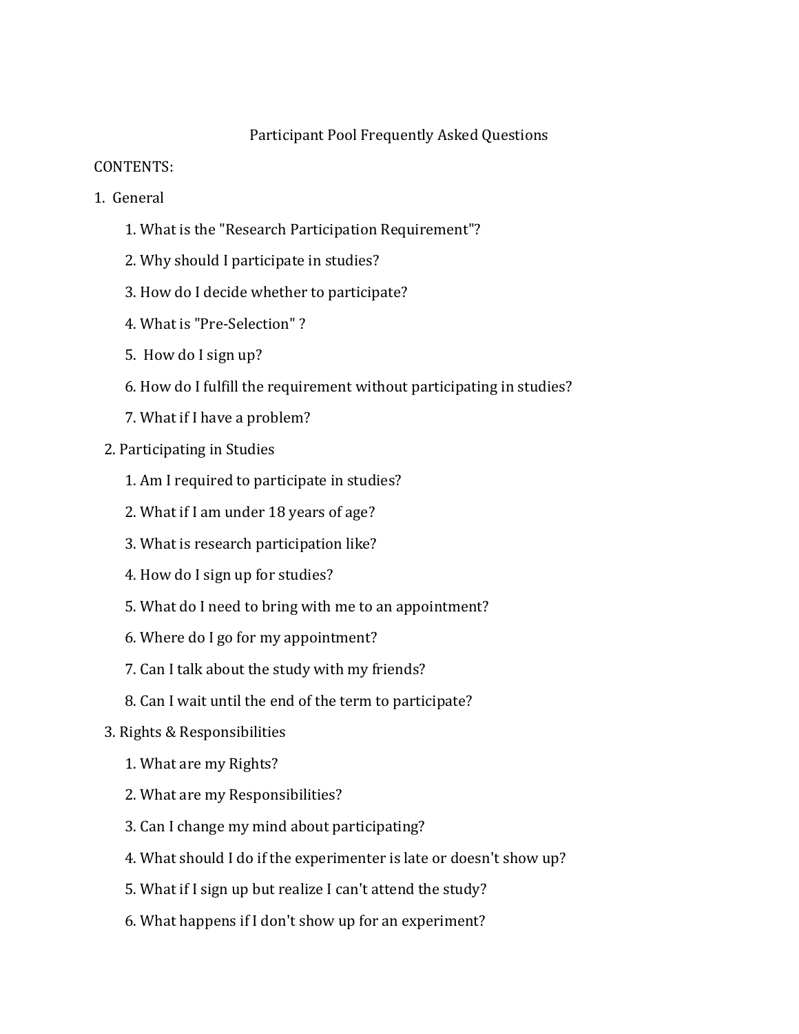# Participant Pool Frequently Asked Questions

CONTENTS:

1. General
    1. What is the "Research Participation Requirement"?
    2. Why should I participate in studies?
    3. How do I decide whether to participate?
    4. What is "Pre-Selection" ?
    5. How do I sign up?
    6. How do I fulfill the requirement without participating in studies?
    7. What if I have a problem?
2. Participating in Studies
    1. Am I required to participate in studies?
    2. What if I am under 18 years of age?
    3. What is research participation like?
    4. How do I sign up for studies?
    5. What do I need to bring with me to an appointment?
    6. Where do I go for my appointment?
    7. Can I talk about the study with my friends?
    8. Can I wait until the end of the term to participate?
3. Rights & Responsibilities
    1. What are my Rights?
    2. What are my Responsibilities?
    3. Can I change my mind about participating?
    4. What should I do if the experimenter is late or doesn't show up?
    5. What if I sign up but realize I can't attend the study?
    6. What happens if I don't show up for an experiment?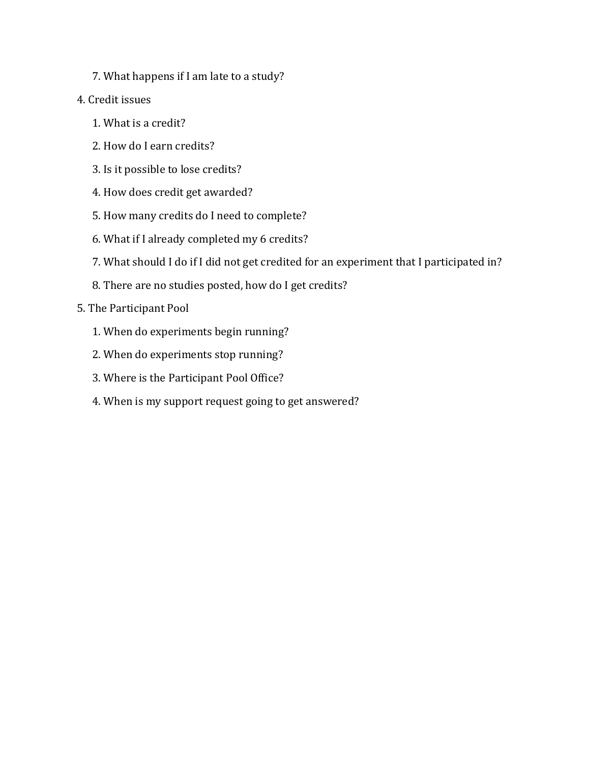7. What happens if I am late to a study?

4. Credit issues

   1. What is a credit?

   2. How do I earn credits?

   3. Is it possible to lose credits?

   4. How does credit get awarded?

   5. How many credits do I need to complete?

   6. What if I already completed my 6 credits?

   7. What should I do if I did not get credited for an experiment that I participated in?

   8. There are no studies posted, how do I get credits?

5. The Participant Pool

   1. When do experiments begin running?

   2. When do experiments stop running?

   3. Where is the Participant Pool Office?

   4. When is my support request going to get answered?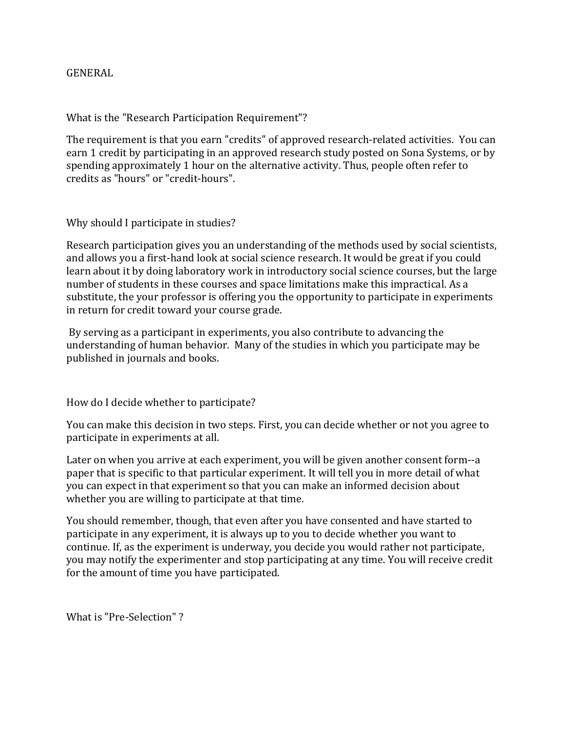# GENERAL

## What is the "Research Participation Requirement"?

The requirement is that you earn "credits" of approved research-related activities. You can earn 1 credit by participating in an approved research study posted on Sona Systems, or by spending approximately 1 hour on the alternative activity. Thus, people often refer to credits as "hours" or "credit-hours".

## Why should I participate in studies?

Research participation gives you an understanding of the methods used by social scientists, and allows you a first-hand look at social science research. It would be great if you could learn about it by doing laboratory work in introductory social science courses, but the large number of students in these courses and space limitations make this impractical. As a substitute, the your professor is offering you the opportunity to participate in experiments in return for credit toward your course grade.

By serving as a participant in experiments, you also contribute to advancing the understanding of human behavior. Many of the studies in which you participate may be published in journals and books.

## How do I decide whether to participate?

You can make this decision in two steps. First, you can decide whether or not you agree to participate in experiments at all.

Later on when you arrive at each experiment, you will be given another consent form--a paper that is specific to that particular experiment. It will tell you in more detail of what you can expect in that experiment so that you can make an informed decision about whether you are willing to participate at that time.

You should remember, though, that even after you have consented and have started to participate in any experiment, it is always up to you to decide whether you want to continue. If, as the experiment is underway, you decide you would rather not participate, you may notify the experimenter and stop participating at any time. You will receive credit for the amount of time you have participated.

## What is "Pre-Selection" ?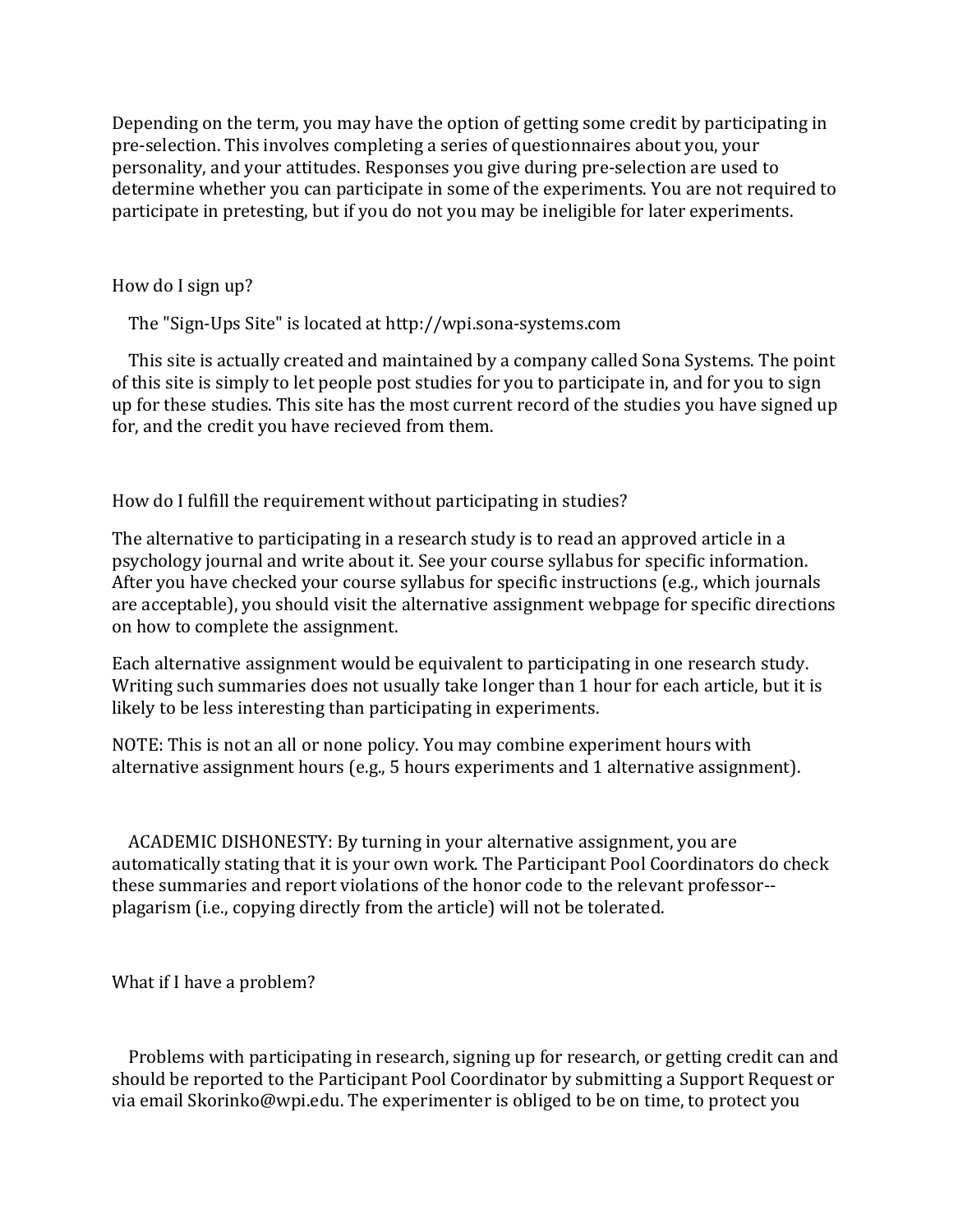Depending on the term, you may have the option of getting some credit by participating in pre-selection. This involves completing a series of questionnaires about you, your personality, and your attitudes. Responses you give during pre-selection are used to determine whether you can participate in some of the experiments. You are not required to participate in pretesting, but if you do not you may be ineligible for later experiments.

## How do I sign up?

The "Sign-Ups Site" is located at http://wpi.sona-systems.com

This site is actually created and maintained by a company called Sona Systems. The point of this site is simply to let people post studies for you to participate in, and for you to sign up for these studies. This site has the most current record of the studies you have signed up for, and the credit you have recieved from them.

## How do I fulfill the requirement without participating in studies?

The alternative to participating in a research study is to read an approved article in a psychology journal and write about it. See your course syllabus for specific information. After you have checked your course syllabus for specific instructions (e.g., which journals are acceptable), you should visit the alternative assignment webpage for specific directions on how to complete the assignment.

Each alternative assignment would be equivalent to participating in one research study. Writing such summaries does not usually take longer than 1 hour for each article, but it is likely to be less interesting than participating in experiments.

NOTE: This is not an all or none policy. You may combine experiment hours with alternative assignment hours (e.g., 5 hours experiments and 1 alternative assignment).

ACADEMIC DISHONESTY: By turning in your alternative assignment, you are automatically stating that it is your own work. The Participant Pool Coordinators do check these summaries and report violations of the honor code to the relevant professor--plagarism (i.e., copying directly from the article) will not be tolerated.

## What if I have a problem?

Problems with participating in research, signing up for research, or getting credit can and should be reported to the Participant Pool Coordinator by submitting a Support Request or via email Skorinko@wpi.edu. The experimenter is obliged to be on time, to protect you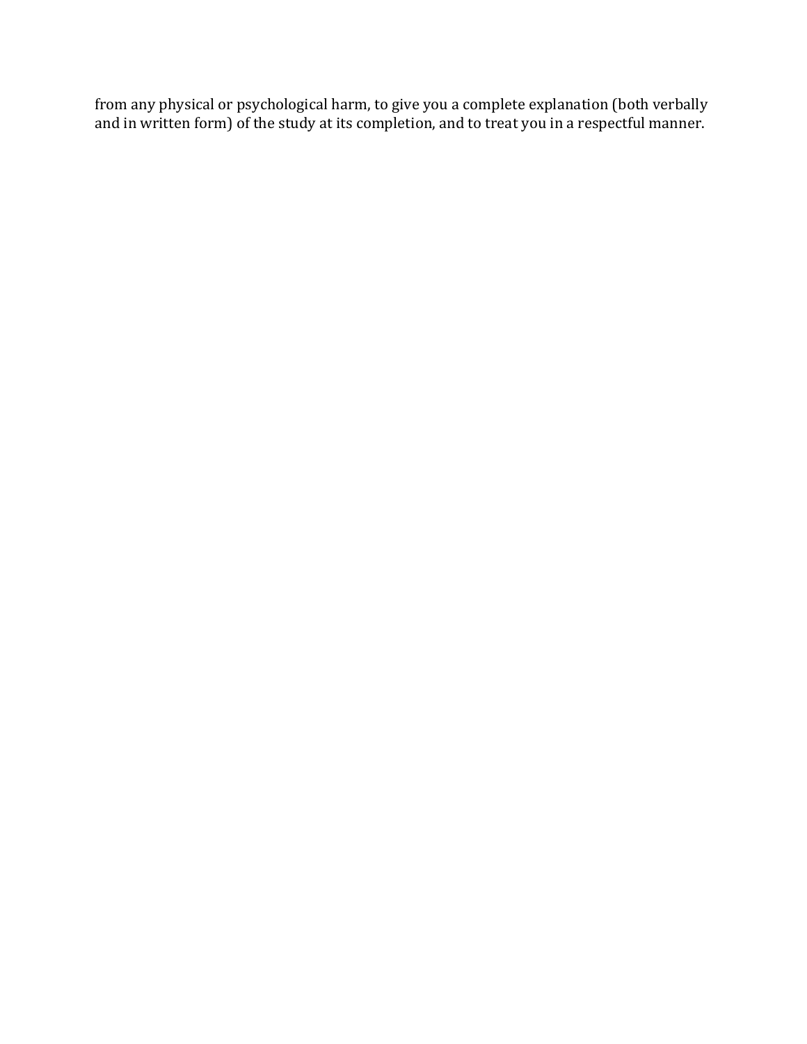from any physical or psychological harm, to give you a complete explanation (both verbally and in written form) of the study at its completion, and to treat you in a respectful manner.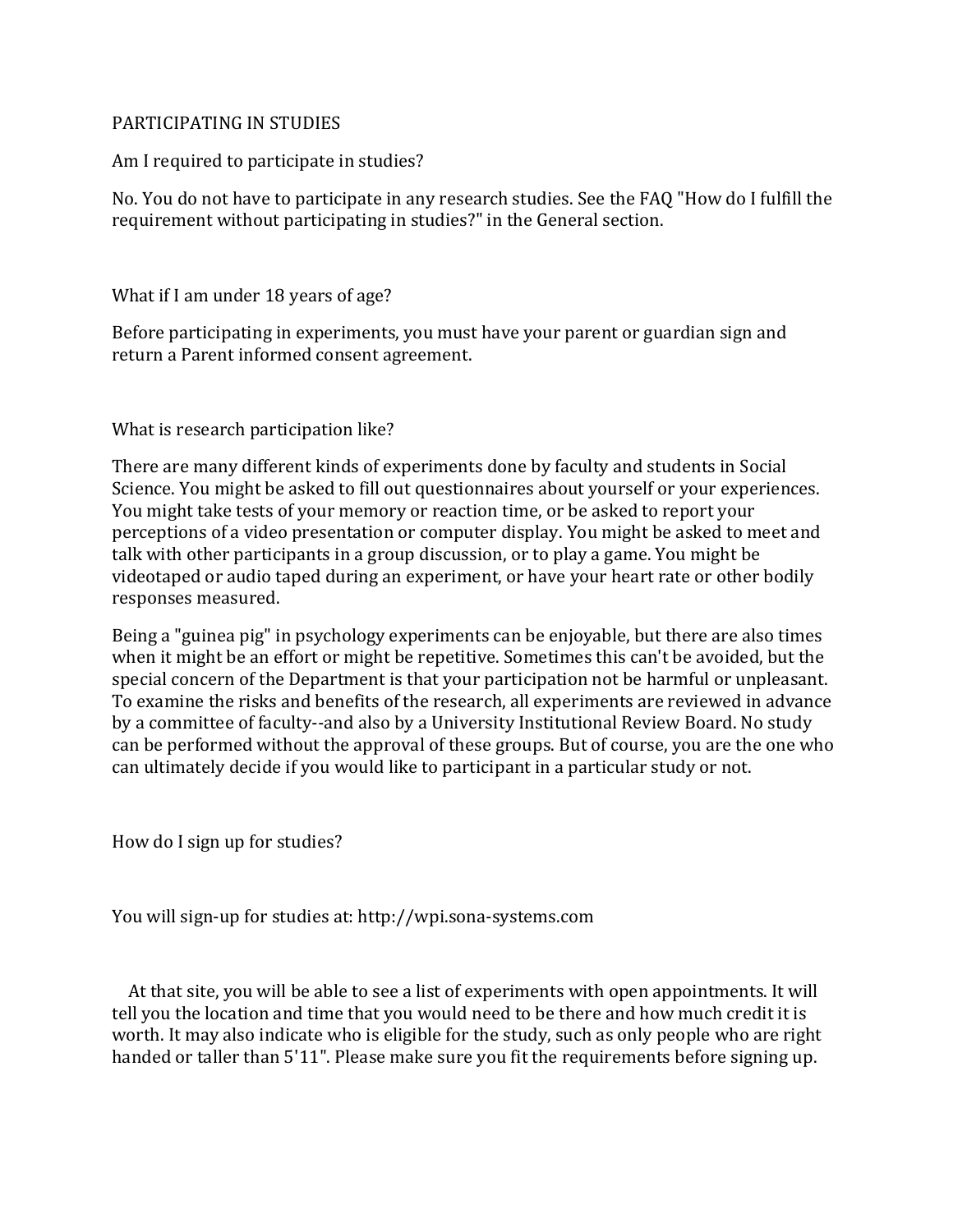# PARTICIPATING IN STUDIES

## Am I required to participate in studies?

No. You do not have to participate in any research studies. See the FAQ "How do I fulfill the requirement without participating in studies?" in the General section.

## What if I am under 18 years of age?

Before participating in experiments, you must have your parent or guardian sign and return a Parent informed consent agreement.

## What is research participation like?

There are many different kinds of experiments done by faculty and students in Social Science. You might be asked to fill out questionnaires about yourself or your experiences. You might take tests of your memory or reaction time, or be asked to report your perceptions of a video presentation or computer display. You might be asked to meet and talk with other participants in a group discussion, or to play a game. You might be videotaped or audio taped during an experiment, or have your heart rate or other bodily responses measured.

Being a "guinea pig" in psychology experiments can be enjoyable, but there are also times when it might be an effort or might be repetitive. Sometimes this can't be avoided, but the special concern of the Department is that your participation not be harmful or unpleasant. To examine the risks and benefits of the research, all experiments are reviewed in advance by a committee of faculty--and also by a University Institutional Review Board. No study can be performed without the approval of these groups. But of course, you are the one who can ultimately decide if you would like to participant in a particular study or not.

## How do I sign up for studies?

You will sign-up for studies at: http://wpi.sona-systems.com

At that site, you will be able to see a list of experiments with open appointments. It will tell you the location and time that you would need to be there and how much credit it is worth. It may also indicate who is eligible for the study, such as only people who are right handed or taller than 5'11". Please make sure you fit the requirements before signing up.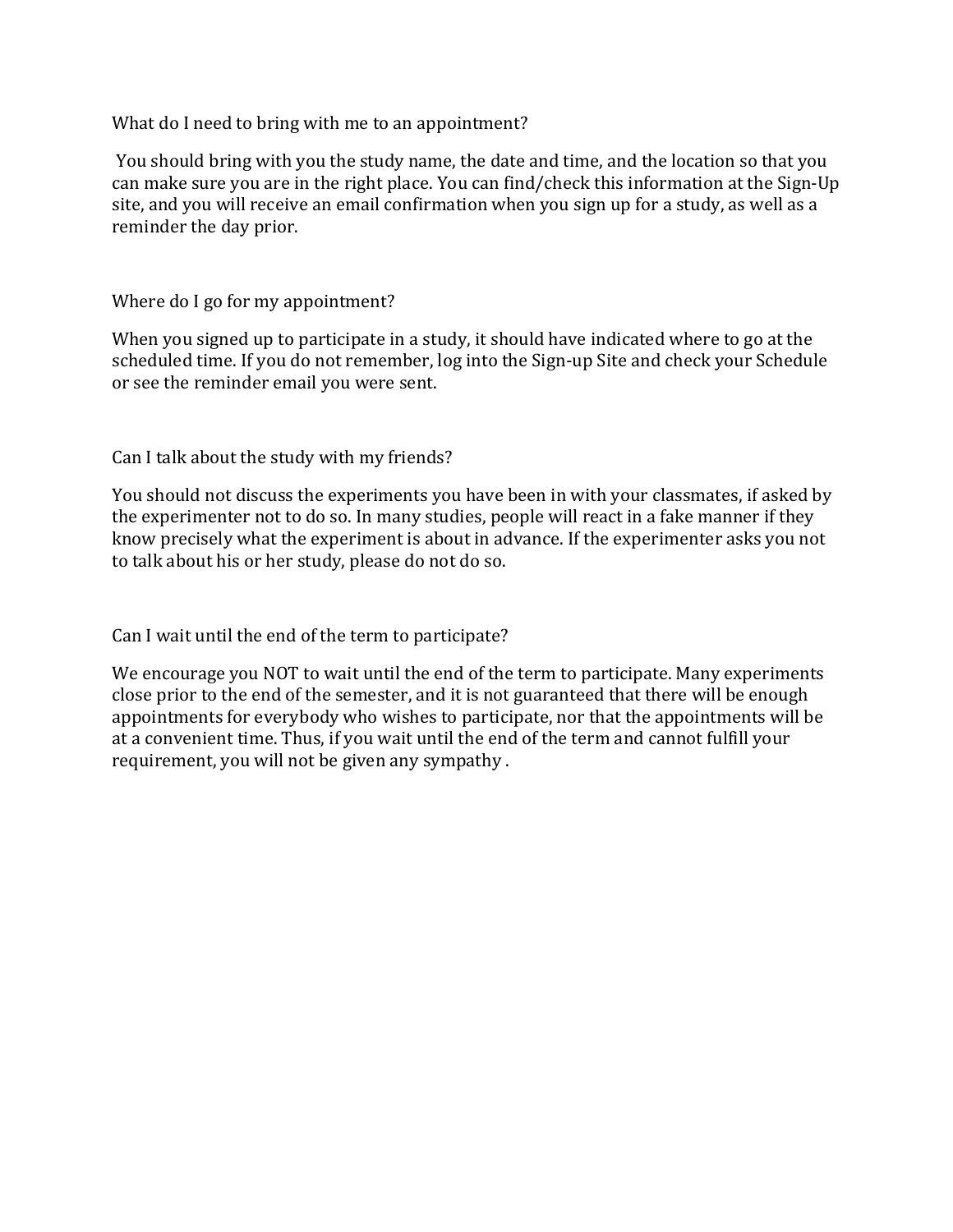What do I need to bring with me to an appointment?

You should bring with you the study name, the date and time, and the location so that you can make sure you are in the right place. You can find/check this information at the Sign-Up site, and you will receive an email confirmation when you sign up for a study, as well as a reminder the day prior.

Where do I go for my appointment?

When you signed up to participate in a study, it should have indicated where to go at the scheduled time. If you do not remember, log into the Sign-up Site and check your Schedule or see the reminder email you were sent.

Can I talk about the study with my friends?

You should not discuss the experiments you have been in with your classmates, if asked by the experimenter not to do so. In many studies, people will react in a fake manner if they know precisely what the experiment is about in advance. If the experimenter asks you not to talk about his or her study, please do not do so.

Can I wait until the end of the term to participate?

We encourage you NOT to wait until the end of the term to participate. Many experiments close prior to the end of the semester, and it is not guaranteed that there will be enough appointments for everybody who wishes to participate, nor that the appointments will be at a convenient time. Thus, if you wait until the end of the term and cannot fulfill your requirement, you will not be given any sympathy .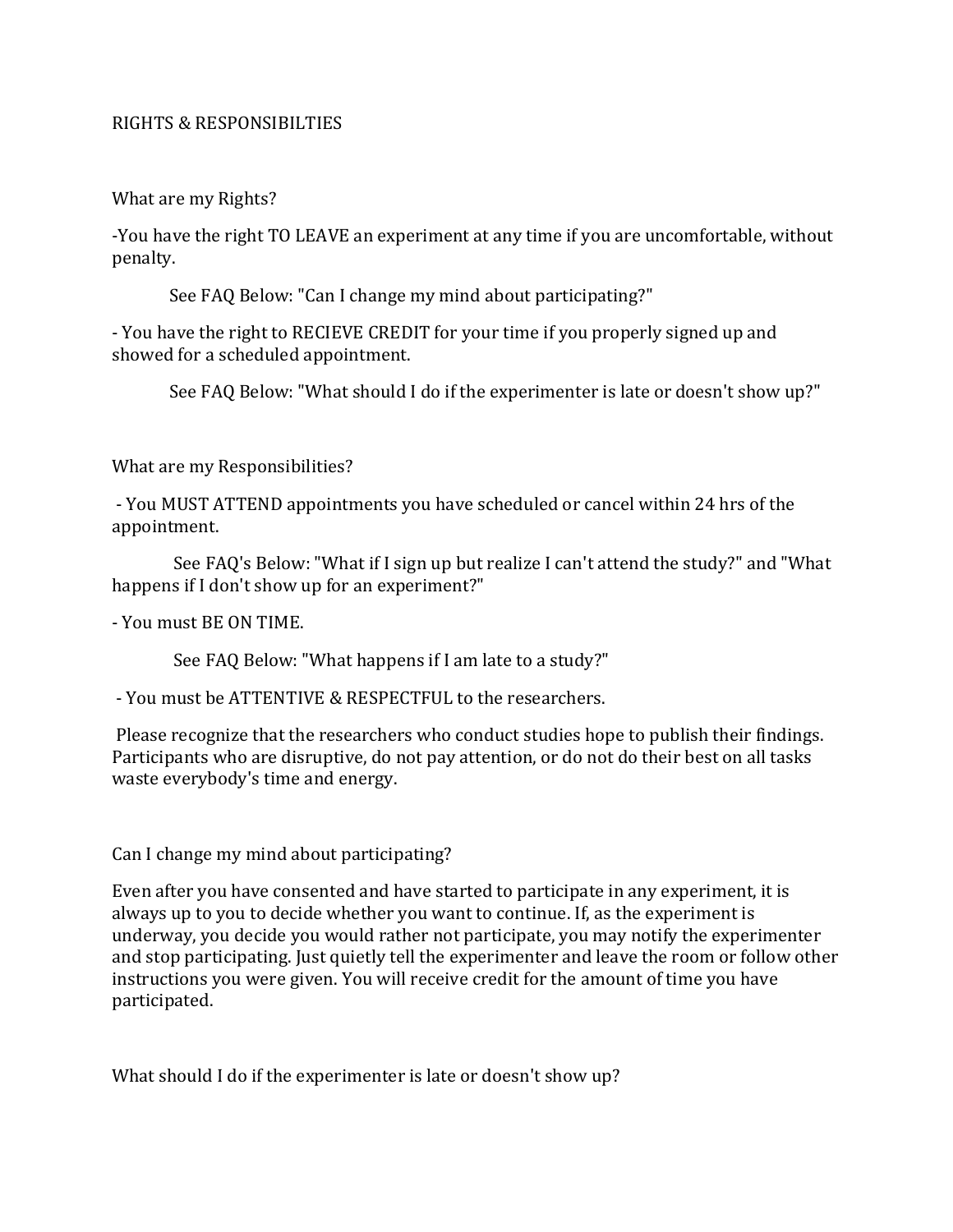# RIGHTS & RESPONSIBILTIES

## What are my Rights?

-You have the right TO LEAVE an experiment at any time if you are uncomfortable, without penalty.

See FAQ Below: "Can I change my mind about participating?"

- You have the right to RECIEVE CREDIT for your time if you properly signed up and showed for a scheduled appointment.

See FAQ Below: "What should I do if the experimenter is late or doesn't show up?"

## What are my Responsibilities?

- You MUST ATTEND appointments you have scheduled or cancel within 24 hrs of the appointment.

See FAQ's Below: "What if I sign up but realize I can't attend the study?" and "What happens if I don't show up for an experiment?"

- You must BE ON TIME.

See FAQ Below: "What happens if I am late to a study?"

- You must be ATTENTIVE & RESPECTFUL to the researchers.

Please recognize that the researchers who conduct studies hope to publish their findings. Participants who are disruptive, do not pay attention, or do not do their best on all tasks waste everybody's time and energy.

## Can I change my mind about participating?

Even after you have consented and have started to participate in any experiment, it is always up to you to decide whether you want to continue. If, as the experiment is underway, you decide you would rather not participate, you may notify the experimenter and stop participating. Just quietly tell the experimenter and leave the room or follow other instructions you were given. You will receive credit for the amount of time you have participated.

## What should I do if the experimenter is late or doesn't show up?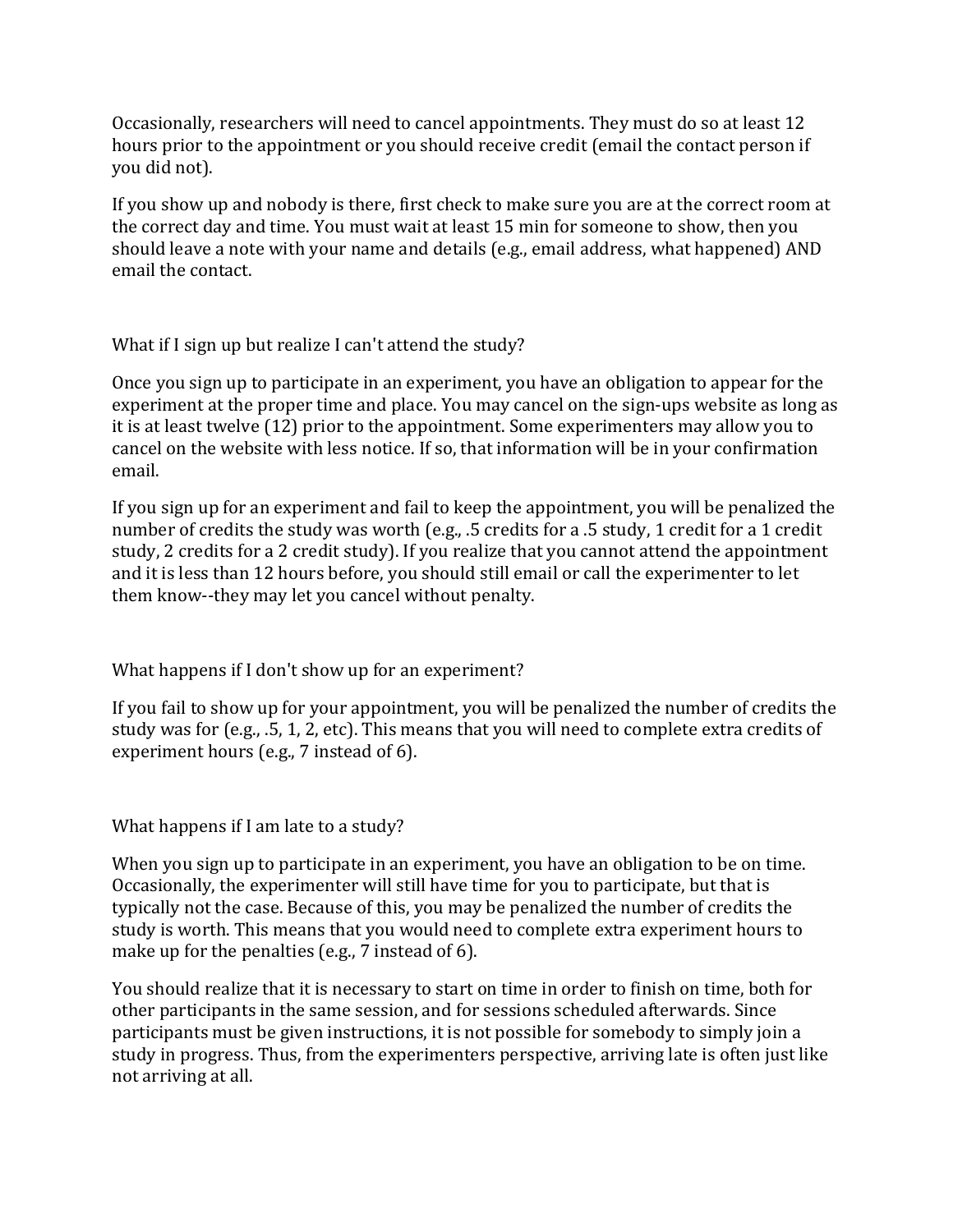Occasionally, researchers will need to cancel appointments. They must do so at least 12 hours prior to the appointment or you should receive credit (email the contact person if you did not).

If you show up and nobody is there, first check to make sure you are at the correct room at the correct day and time. You must wait at least 15 min for someone to show, then you should leave a note with your name and details (e.g., email address, what happened) AND email the contact.

### What if I sign up but realize I can't attend the study?

Once you sign up to participate in an experiment, you have an obligation to appear for the experiment at the proper time and place. You may cancel on the sign-ups website as long as it is at least twelve (12) prior to the appointment. Some experimenters may allow you to cancel on the website with less notice. If so, that information will be in your confirmation email.

If you sign up for an experiment and fail to keep the appointment, you will be penalized the number of credits the study was worth (e.g., .5 credits for a .5 study, 1 credit for a 1 credit study, 2 credits for a 2 credit study). If you realize that you cannot attend the appointment and it is less than 12 hours before, you should still email or call the experimenter to let them know--they may let you cancel without penalty.

### What happens if I don't show up for an experiment?

If you fail to show up for your appointment, you will be penalized the number of credits the study was for (e.g., .5, 1, 2, etc). This means that you will need to complete extra credits of experiment hours (e.g., 7 instead of 6).

### What happens if I am late to a study?

When you sign up to participate in an experiment, you have an obligation to be on time. Occasionally, the experimenter will still have time for you to participate, but that is typically not the case. Because of this, you may be penalized the number of credits the study is worth. This means that you would need to complete extra experiment hours to make up for the penalties (e.g., 7 instead of 6).

You should realize that it is necessary to start on time in order to finish on time, both for other participants in the same session, and for sessions scheduled afterwards. Since participants must be given instructions, it is not possible for somebody to simply join a study in progress. Thus, from the experimenters perspective, arriving late is often just like not arriving at all.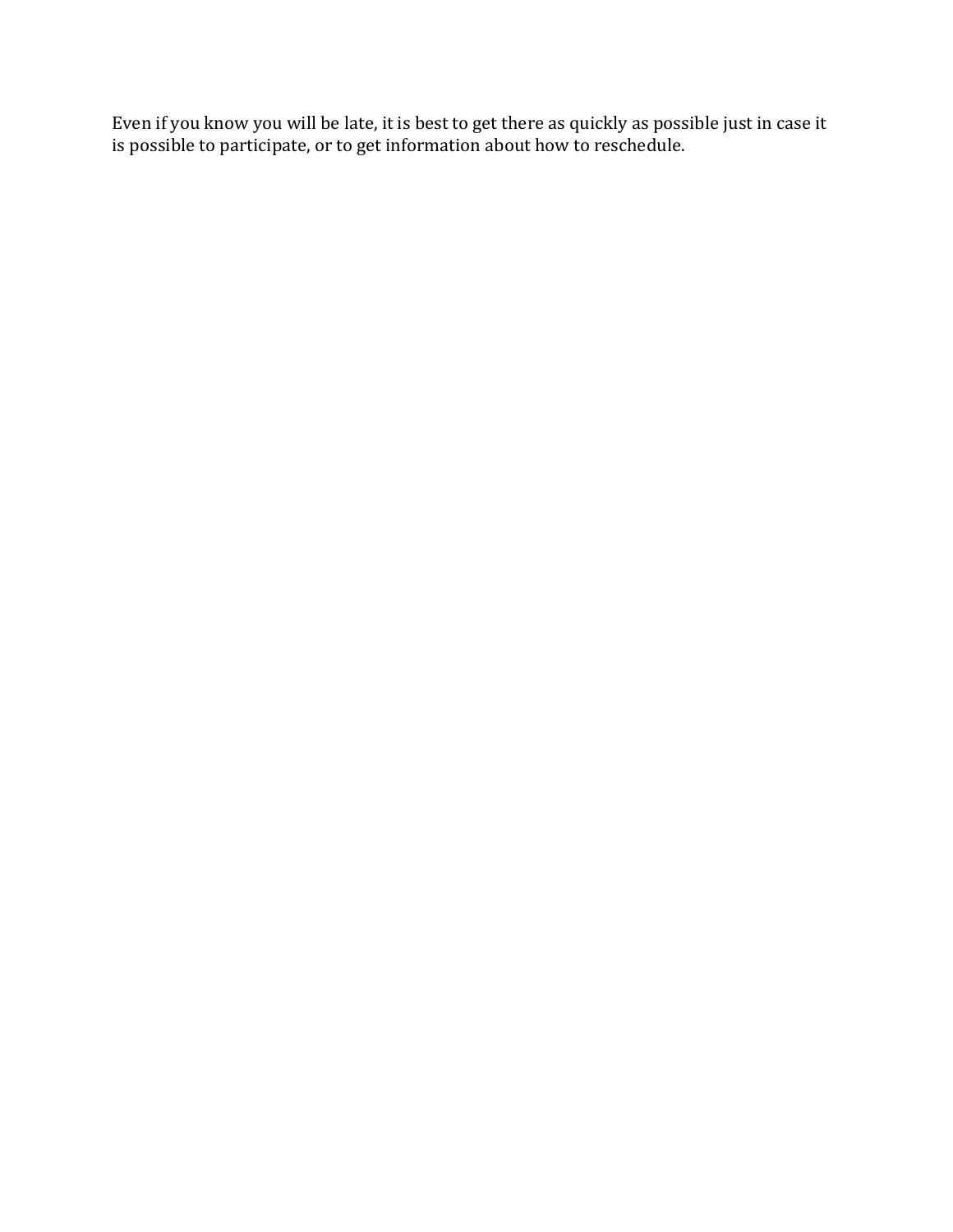Even if you know you will be late, it is best to get there as quickly as possible just in case it is possible to participate, or to get information about how to reschedule.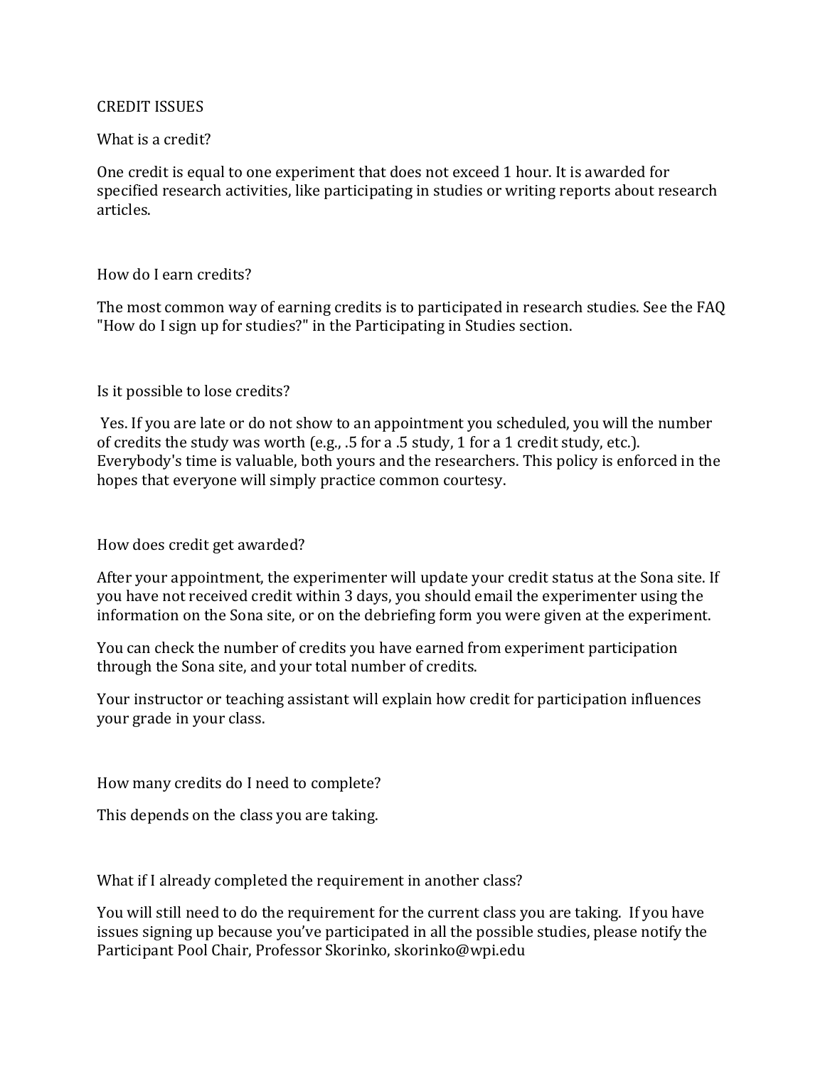## CREDIT ISSUES

### What is a credit?

One credit is equal to one experiment that does not exceed 1 hour. It is awarded for specified research activities, like participating in studies or writing reports about research articles.

### How do I earn credits?

The most common way of earning credits is to participated in research studies. See the FAQ "How do I sign up for studies?" in the Participating in Studies section.

### Is it possible to lose credits?

Yes. If you are late or do not show to an appointment you scheduled, you will the number of credits the study was worth (e.g., .5 for a .5 study, 1 for a 1 credit study, etc.). Everybody's time is valuable, both yours and the researchers. This policy is enforced in the hopes that everyone will simply practice common courtesy.

### How does credit get awarded?

After your appointment, the experimenter will update your credit status at the Sona site. If you have not received credit within 3 days, you should email the experimenter using the information on the Sona site, or on the debriefing form you were given at the experiment.

You can check the number of credits you have earned from experiment participation through the Sona site, and your total number of credits.

Your instructor or teaching assistant will explain how credit for participation influences your grade in your class.

### How many credits do I need to complete?

This depends on the class you are taking.

### What if I already completed the requirement in another class?

You will still need to do the requirement for the current class you are taking. If you have issues signing up because you've participated in all the possible studies, please notify the Participant Pool Chair, Professor Skorinko, skorinko@wpi.edu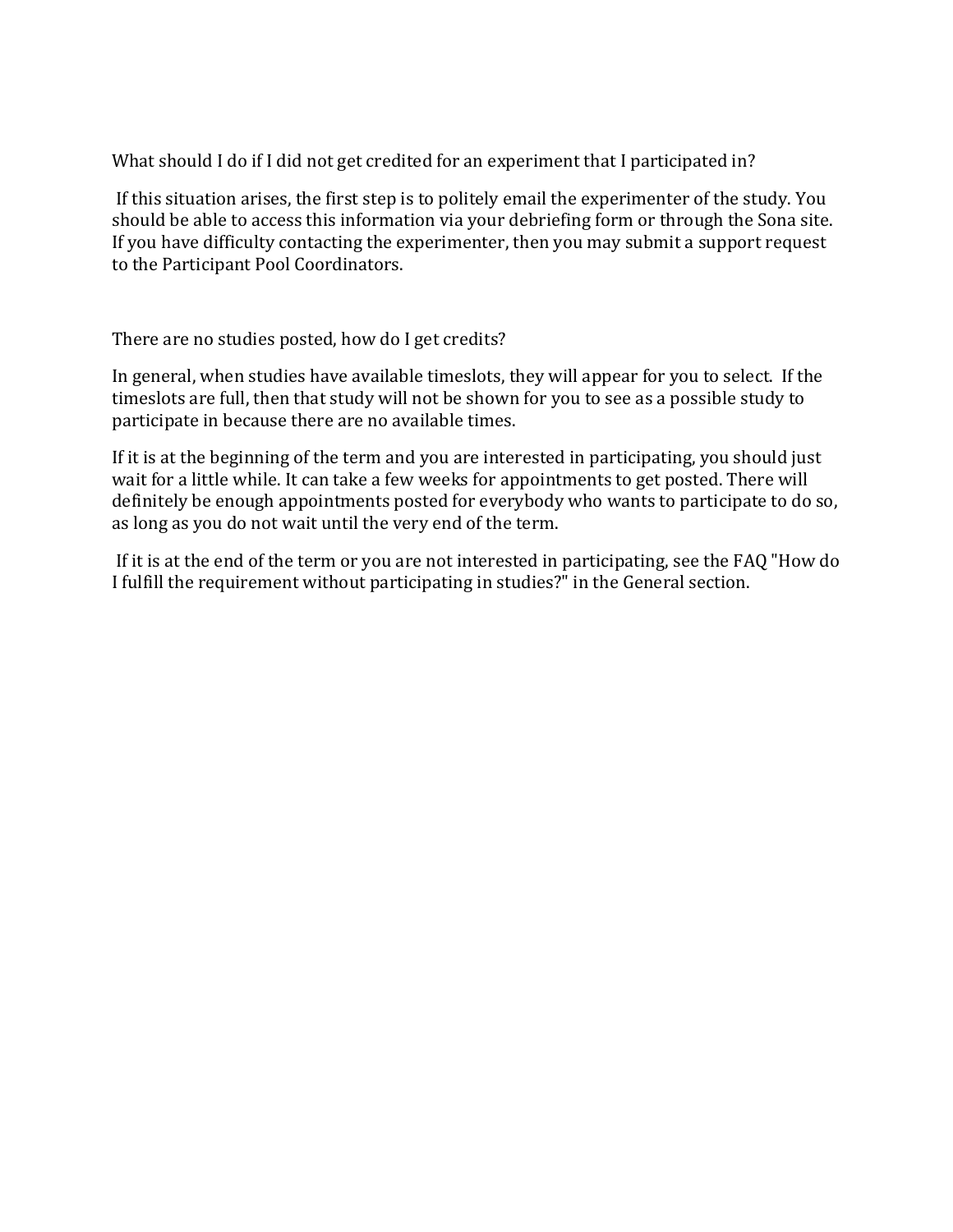What should I do if I did not get credited for an experiment that I participated in?

If this situation arises, the first step is to politely email the experimenter of the study. You should be able to access this information via your debriefing form or through the Sona site. If you have difficulty contacting the experimenter, then you may submit a support request to the Participant Pool Coordinators.

There are no studies posted, how do I get credits?

In general, when studies have available timeslots, they will appear for you to select. If the timeslots are full, then that study will not be shown for you to see as a possible study to participate in because there are no available times.

If it is at the beginning of the term and you are interested in participating, you should just wait for a little while. It can take a few weeks for appointments to get posted. There will definitely be enough appointments posted for everybody who wants to participate to do so, as long as you do not wait until the very end of the term.

If it is at the end of the term or you are not interested in participating, see the FAQ "How do I fulfill the requirement without participating in studies?" in the General section.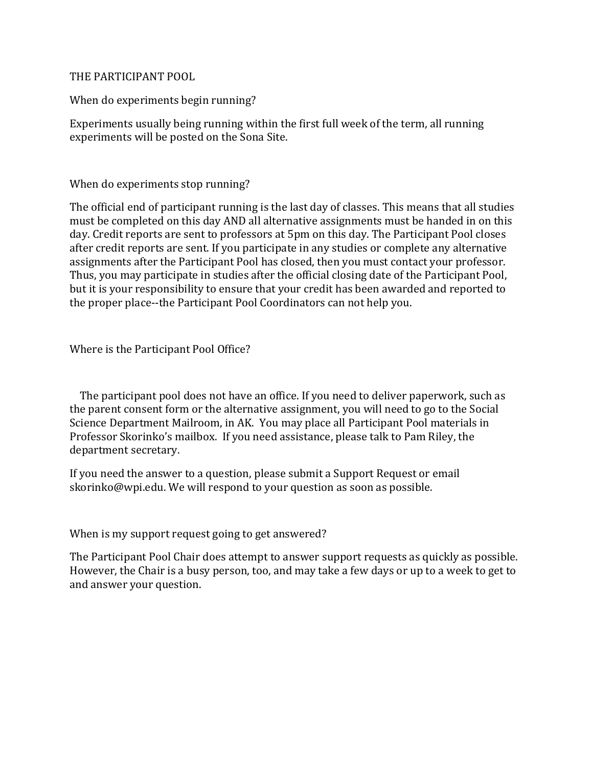# THE PARTICIPANT POOL

## When do experiments begin running?

Experiments usually being running within the first full week of the term, all running experiments will be posted on the Sona Site.

## When do experiments stop running?

The official end of participant running is the last day of classes. This means that all studies must be completed on this day AND all alternative assignments must be handed in on this day. Credit reports are sent to professors at 5pm on this day. The Participant Pool closes after credit reports are sent. If you participate in any studies or complete any alternative assignments after the Participant Pool has closed, then you must contact your professor. Thus, you may participate in studies after the official closing date of the Participant Pool, but it is your responsibility to ensure that your credit has been awarded and reported to the proper place--the Participant Pool Coordinators can not help you.

## Where is the Participant Pool Office?

The participant pool does not have an office. If you need to deliver paperwork, such as the parent consent form or the alternative assignment, you will need to go to the Social Science Department Mailroom, in AK. You may place all Participant Pool materials in Professor Skorinko's mailbox. If you need assistance, please talk to Pam Riley, the department secretary.

If you need the answer to a question, please submit a Support Request or email skorinko@wpi.edu. We will respond to your question as soon as possible.

## When is my support request going to get answered?

The Participant Pool Chair does attempt to answer support requests as quickly as possible. However, the Chair is a busy person, too, and may take a few days or up to a week to get to and answer your question.